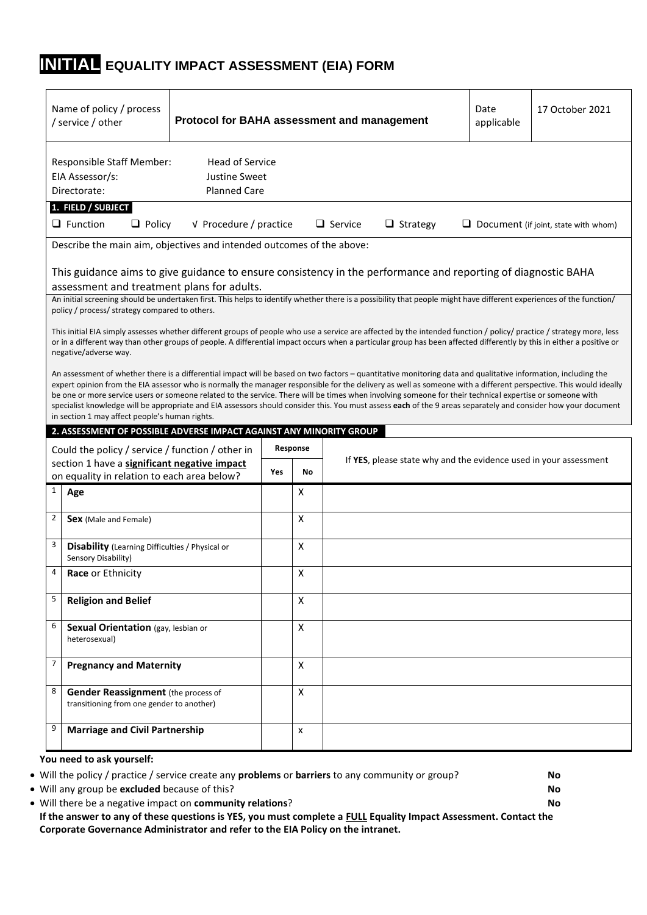# INITIAL EQUALITY IMPACT ASSESSMENT (EIA) FORM

| Name of policy / process / service / other | **Protocol for BAHA assessment and management** | Date applicable | 17 October 2021 |
|---|---|---|---|

Responsible Staff Member: Head of Service
EIA Assessor/s: Justine Sweet
Directorate: Planned Care

**1. FIELD / SUBJECT**

❑ Function ❑ Policy √ Procedure / practice ❑ Service ❑ Strategy ❑ Document (if joint, state with whom)

Describe the main aim, objectives and intended outcomes of the above:

This guidance aims to give guidance to ensure consistency in the performance and reporting of diagnostic BAHA assessment and treatment plans for adults.

An initial screening should be undertaken first. This helps to identify whether there is a possibility that people might have different experiences of the function/ policy / process/ strategy compared to others.

This initial EIA simply assesses whether different groups of people who use a service are affected by the intended function / policy/ practice / strategy more, less or in a different way than other groups of people. A differential impact occurs when a particular group has been affected differently by this in either a positive or negative/adverse way.

An assessment of whether there is a differential impact will be based on two factors – quantitative monitoring data and qualitative information, including the expert opinion from the EIA assessor who is normally the manager responsible for the delivery as well as someone with a different perspective. This would ideally be one or more service users or someone related to the service. There will be times when involving someone for their technical expertise or someone with specialist knowledge will be appropriate and EIA assessors should consider this. You must assess **each** of the 9 areas separately and consider how your document in section 1 may affect people's human rights.

**2. ASSESSMENT OF POSSIBLE ADVERSE IMPACT AGAINST ANY MINORITY GROUP**

| | Could the policy / service / function / other in section 1 have a **significant negative impact** on equality in relation to each area below? | Response | | If **YES**, please state why and the evidence used in your assessment |
|---|---|---|---|---|
| | | **Yes** | **No** | |
| 1 | **Age** | | X | |
| 2 | **Sex** (Male and Female) | | X | |
| 3 | **Disability** (Learning Difficulties / Physical or Sensory Disability) | | X | |
| 4 | **Race** or Ethnicity | | X | |
| 5 | **Religion and Belief** | | X | |
| 6 | **Sexual Orientation** (gay, lesbian or heterosexual) | | X | |
| 7 | **Pregnancy and Maternity** | | X | |
| 8 | **Gender Reassignment** (the process of transitioning from one gender to another) | | X | |
| 9 | **Marriage and Civil Partnership** | | x | |

**You need to ask yourself:**

- Will the policy / practice / service create any **problems** or **barriers** to any community or group? **No**
- Will any group be **excluded** because of this? **No**
- Will there be a negative impact on **community relations**? **No**

**If the answer to any of these questions is YES, you must complete a FULL Equality Impact Assessment. Contact the Corporate Governance Administrator and refer to the EIA Policy on the intranet.**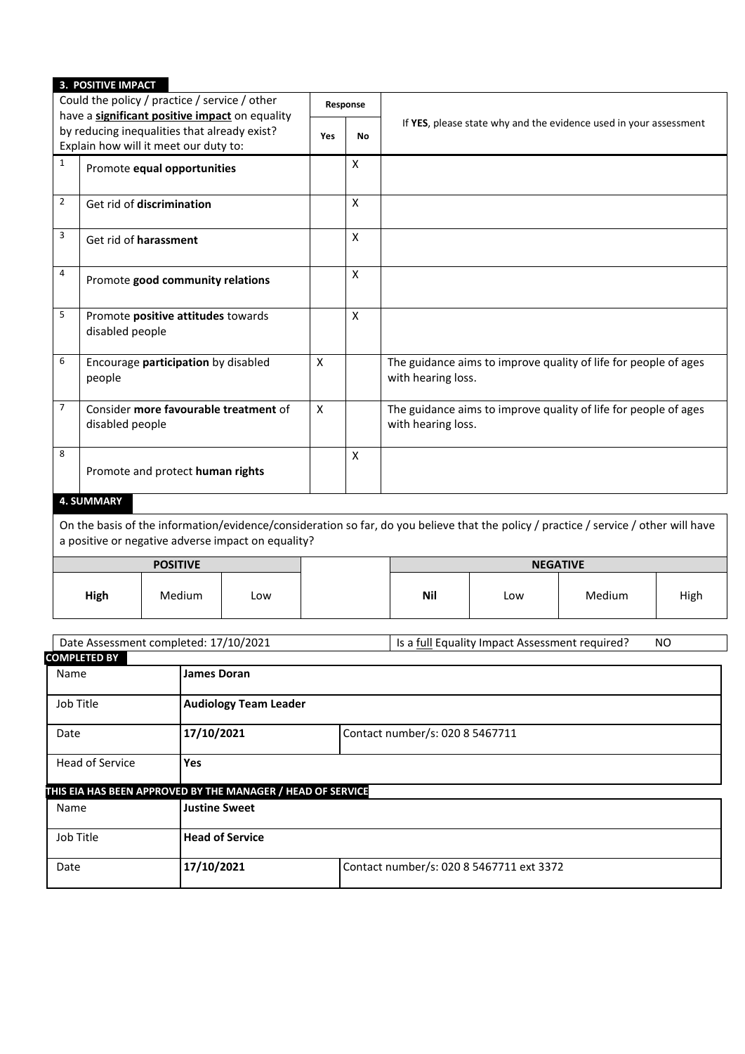### 3. POSITIVE IMPACT

| Could the policy / practice / service / other have a **significant positive impact** on equality by reducing inequalities that already exist? Explain how will it meet our duty to: | | Response | | If **YES**, please state why and the evidence used in your assessment |
|---|---|---|---|---|
| | | **Yes** | **No** | |
| 1 | Promote **equal opportunities** | | X | |
| 2 | Get rid of **discrimination** | | X | |
| 3 | Get rid of **harassment** | | X | |
| 4 | Promote **good community relations** | | X | |
| 5 | Promote **positive attitudes** towards disabled people | | X | |
| 6 | Encourage **participation** by disabled people | X | | The guidance aims to improve quality of life for people of ages with hearing loss. |
| 7 | Consider **more favourable treatment** of disabled people | X | | The guidance aims to improve quality of life for people of ages with hearing loss. |
| 8 | Promote and protect **human rights** | | X | |

### 4. SUMMARY

On the basis of the information/evidence/consideration so far, do you believe that the policy / practice / service / other will have a positive or negative adverse impact on equality?

| POSITIVE | | | | NEGATIVE | | | |
|---|---|---|---|---|---|---|---|
| **High** | Medium | Low | | **Nil** | Low | Medium | High |

| | |
|---|---|
| Date Assessment completed: 17/10/2021 | Is a full Equality Impact Assessment required? NO |

**COMPLETED BY**

| | | |
|---|---|---|
| Name | **James Doran** | |
| Job Title | **Audiology Team Leader** | |
| Date | **17/10/2021** | Contact number/s: 020 8 5467711 |
| Head of Service | **Yes** | |

**THIS EIA HAS BEEN APPROVED BY THE MANAGER / HEAD OF SERVICE**

| | | |
|---|---|---|
| Name | **Justine Sweet** | |
| Job Title | **Head of Service** | |
| Date | **17/10/2021** | Contact number/s: 020 8 5467711 ext 3372 |